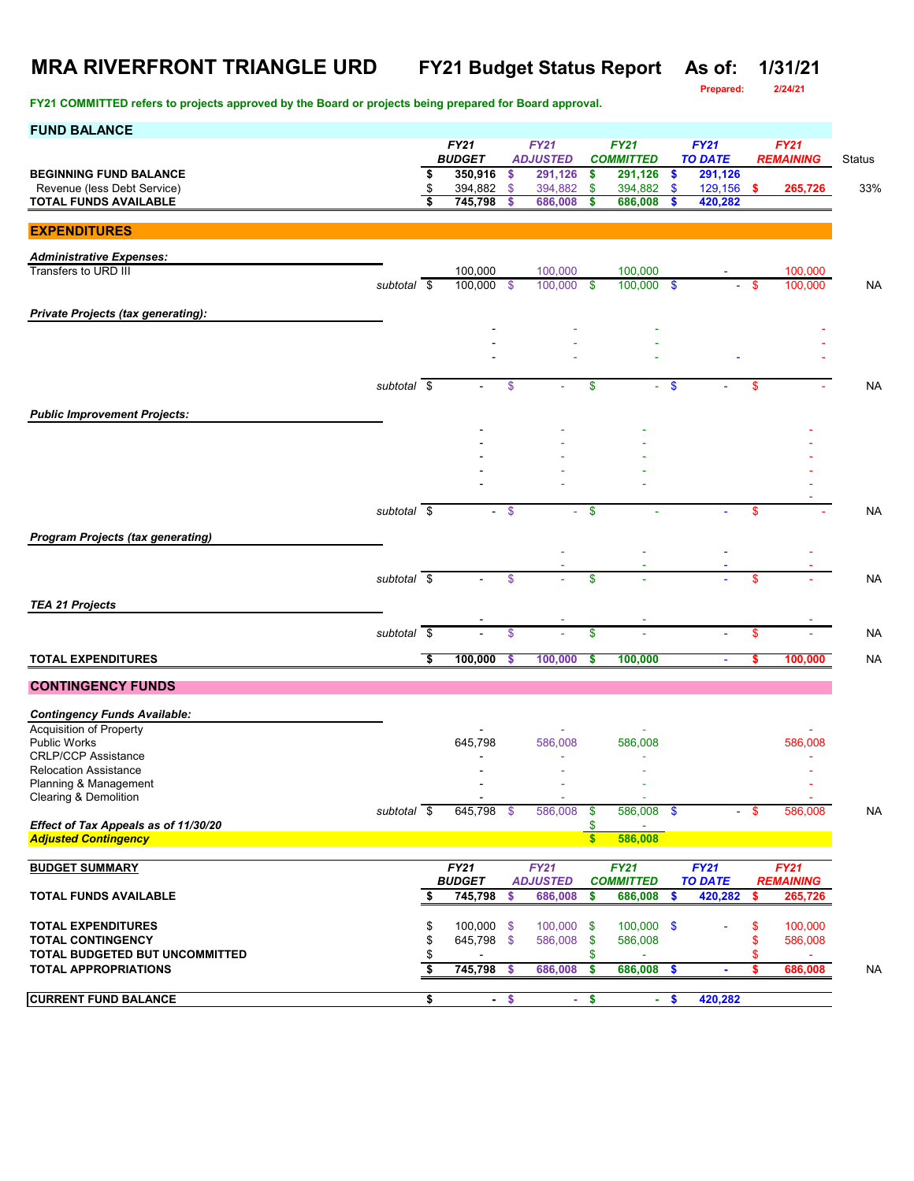# MRA RIVERFRONT TRIANGLE URD FY21 Budget Status Report As of: 1/31/21

Prepared: 2/24/21

**FY21 COMMITTED refers to projects approved by the Board or projects being prepared for Board approval.**

## FUND BALANCE

| | FY21 BUDGET | FY21 ADJUSTED | FY21 COMMITTED | FY21 TO DATE | FY21 REMAINING | Status |
|---|---|---|---|---|---|---|
| **BEGINNING FUND BALANCE** | $ 350,916 | $ 291,126 | $ 291,126 | $ 291,126 | | |
| Revenue (less Debt Service) | $ 394,882 | $ 394,882 | $ 394,882 | $ 129,156 | $ 265,726 | 33% |
| **TOTAL FUNDS AVAILABLE** | $ 745,798 | $ 686,008 | $ 686,008 | $ 420,282 | | |

## EXPENDITURES

| | FY21 BUDGET | FY21 ADJUSTED | FY21 COMMITTED | FY21 TO DATE | FY21 REMAINING | Status |
|---|---|---|---|---|---|---|
| ***Administrative Expenses:*** | | | | | | |
| Transfers to URD III | 100,000 | 100,000 | 100,000 | - | 100,000 | |
| *subtotal* | $ 100,000 | $ 100,000 | $ 100,000 | $ - | $ 100,000 | NA |
| ***Private Projects (tax generating):*** | | | | | | |
| | - | - | - | | - | |
| | - | - | - | | - | |
| | - | - | - | - | - | |
| *subtotal* | $ - | $ - | $ - | $ - | $ - | NA |
| ***Public Improvement Projects:*** | | | | | | |
| | - | - | - | | - | |
| | - | - | - | | - | |
| | - | - | - | | - | |
| | - | - | - | | - | |
| | - | - | - | | - | |
| | | | | | - | |
| *subtotal* | $ - | $ - | $ - | - | $ - | NA |
| ***Program Projects (tax generating)*** | | | | | | |
| | | - | - | - | - | |
| | | - | - | - | - | |
| *subtotal* | $ - | $ - | $ - | - | $ - | NA |
| ***TEA 21 Projects*** | | | | | | |
| | - | - | - | | - | |
| *subtotal* | $ - | $ - | $ - | - | $ - | NA |
| **TOTAL EXPENDITURES** | $ 100,000 | $ 100,000 | $ 100,000 | - | $ 100,000 | NA |

## CONTINGENCY FUNDS

| | FY21 BUDGET | FY21 ADJUSTED | FY21 COMMITTED | FY21 TO DATE | FY21 REMAINING | Status |
|---|---|---|---|---|---|---|
| ***Contingency Funds Available:*** | | | | | | |
| Acquisition of Property | - | - | - | | - | |
| Public Works | 645,798 | 586,008 | 586,008 | | 586,008 | |
| CRLP/CCP Assistance | - | - | - | | - | |
| Relocation Assistance | - | - | - | | - | |
| Planning & Management | - | - | - | | - | |
| Clearing & Demolition | - | - | - | | - | |
| *subtotal* | $ 645,798 | $ 586,008 | $ 586,008 | $ - | $ 586,008 | NA |
| ***Effect of Tax Appeals as of 11/30/20*** | | | $ - | | | |
| ***Adjusted Contingency*** | | | $ 586,008 | | | |

| BUDGET SUMMARY | FY21 BUDGET | FY21 ADJUSTED | FY21 COMMITTED | FY21 TO DATE | FY21 REMAINING | |
|---|---|---|---|---|---|---|
| **TOTAL FUNDS AVAILABLE** | $ 745,798 | $ 686,008 | $ 686,008 | $ 420,282 | $ 265,726 | |
| **TOTAL EXPENDITURES** | $ 100,000 | $ 100,000 | $ 100,000 | $ - | $ 100,000 | |
| **TOTAL CONTINGENCY** | $ 645,798 | $ 586,008 | $ 586,008 | | $ 586,008 | |
| **TOTAL BUDGETED BUT UNCOMMITTED** | $ - | | $ - | | $ - | |
| **TOTAL APPROPRIATIONS** | $ 745,798 | $ 686,008 | $ 686,008 | $ - | $ 686,008 | NA |
| **CURRENT FUND BALANCE** | $ - | $ - | $ - | $ 420,282 | | |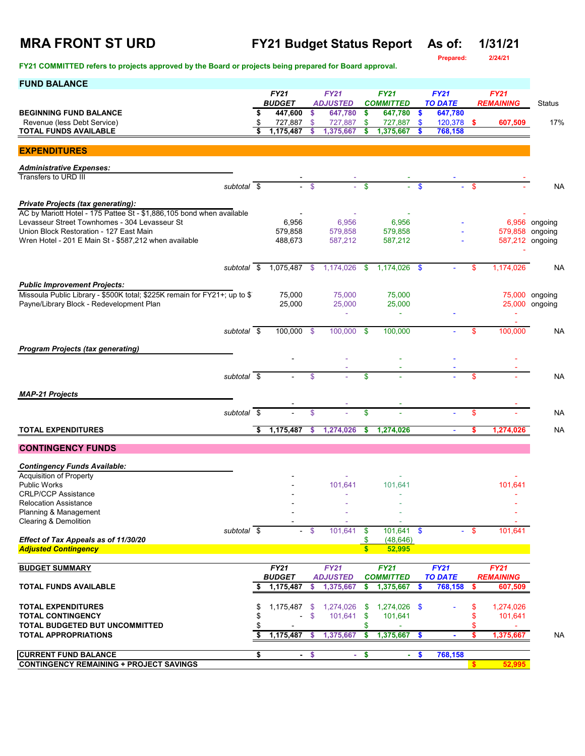# MRA FRONT ST URD

## FY21 Budget Status Report As of: 1/31/21

Prepared: 2/24/21

**FY21 COMMITTED refers to projects approved by the Board or projects being prepared for Board approval.**

| FUND BALANCE | FY21 BUDGET | FY21 ADJUSTED | FY21 COMMITTED | FY21 TO DATE | FY21 REMAINING | Status |
|---|---|---|---|---|---|---|
| **BEGINNING FUND BALANCE** | $ 447,600 | $ 647,780 | $ 647,780 | $ 647,780 | | |
| Revenue (less Debt Service) | $ 727,887 | $ 727,887 | $ 727,887 | $ 120,378 | $ 607,509 | 17% |
| **TOTAL FUNDS AVAILABLE** | $ 1,175,487 | $ 1,375,667 | $ 1,375,667 | $ 768,158 | | |

| EXPENDITURES | FY21 BUDGET | FY21 ADJUSTED | FY21 COMMITTED | FY21 TO DATE | FY21 REMAINING | Status |
|---|---|---|---|---|---|---|
| ***Administrative Expenses:*** | | | | | | |
| Transfers to URD III | - | - | - | - | - | |
| subtotal | $ - | $ - | $ - | $ - | $ - | NA |
| ***Private Projects (tax generating):*** | | | | | | |
| AC by Mariott Hotel - 175 Pattee St - $1,886,105 bond when available | - | - | - | | - | |
| Levasseur Street Townhomes - 304 Levasseur St | 6,956 | 6,956 | 6,956 | - | 6,956 | ongoing |
| Union Block Restoration - 127 East Main | 579,858 | 579,858 | 579,858 | - | 579,858 | ongoing |
| Wren Hotel - 201 E Main St - $587,212 when available | 488,673 | 587,212 | 587,212 | - | 587,212 | ongoing |
| | | | | | - | |
| subtotal | $ 1,075,487 | $ 1,174,026 | $ 1,174,026 | $ - | $ 1,174,026 | NA |
| ***Public Improvement Projects:*** | | | | | | |
| Missoula Public Library - $500K total; $225K remain for FY21+; up to $ | 75,000 | 75,000 | 75,000 | | 75,000 | ongoing |
| Payne/Library Block - Redevelopment Plan | 25,000 | 25,000 | 25,000 | | 25,000 | ongoing |
| | | - | - | - | - | |
| | | | | | - | |
| subtotal | $ 100,000 | $ 100,000 | $ 100,000 | - | $ 100,000 | NA |
| ***Program Projects (tax generating)*** | | | | | | |
| | - | - | - | - | - | |
| | | - | - | - | - | |
| subtotal | $ - | $ - | $ - | - | $ - | NA |
| ***MAP-21 Projects*** | | | | | | |
| | - | - | - | | - | |
| subtotal | $ - | $ - | $ - | - | $ - | NA |
| **TOTAL EXPENDITURES** | $ 1,175,487 | $ 1,274,026 | $ 1,274,026 | - | $ 1,274,026 | NA |

| CONTINGENCY FUNDS | FY21 BUDGET | FY21 ADJUSTED | FY21 COMMITTED | FY21 TO DATE | FY21 REMAINING |
|---|---|---|---|---|---|
| ***Contingency Funds Available:*** | | | | | |
| Acquisition of Property | - | - | - | | - |
| Public Works | - | 101,641 | 101,641 | | 101,641 |
| CRLP/CCP Assistance | - | - | - | | - |
| Relocation Assistance | - | - | - | | - |
| Planning & Management | - | - | - | | - |
| Clearing & Demolition | - | - | - | | - |
| subtotal | $ - | $ 101,641 | $ 101,641 | $ - | $ 101,641 |
| ***Effect of Tax Appeals as of 11/30/20*** | | | $ (48,646) | | |
| ***Adjusted Contingency*** | | | $ 52,995 | | |

| BUDGET SUMMARY | FY21 BUDGET | FY21 ADJUSTED | FY21 COMMITTED | FY21 TO DATE | FY21 REMAINING | |
|---|---|---|---|---|---|---|
| **TOTAL FUNDS AVAILABLE** | $ 1,175,487 | $ 1,375,667 | $ 1,375,667 | $ 768,158 | $ 607,509 | |
| **TOTAL EXPENDITURES** | $ 1,175,487 | $ 1,274,026 | $ 1,274,026 | $ - | $ 1,274,026 | |
| **TOTAL CONTINGENCY** | $ - | $ 101,641 | $ 101,641 | | $ 101,641 | |
| **TOTAL BUDGETED BUT UNCOMMITTED** | $ - | | $ - | | $ - | |
| **TOTAL APPROPRIATIONS** | $ 1,175,487 | $ 1,375,667 | $ 1,375,667 | $ - | $ 1,375,667 | NA |
| **CURRENT FUND BALANCE** | $ - | $ - | $ - | $ 768,158 | | |
| **CONTINGENCY REMAINING + PROJECT SAVINGS** | | | | | $ 52,995 | |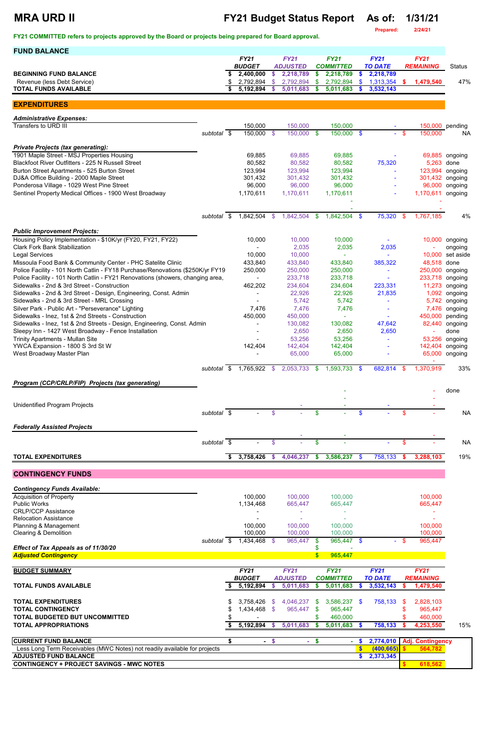# MRA URD II

## FY21 Budget Status Report As of: 1/31/21

Prepared: 2/24/21

**FY21 COMMITTED refers to projects approved by the Board or projects being prepared for Board approval.**

## FUND BALANCE

| | FY21 BUDGET | FY21 ADJUSTED | FY21 COMMITTED | FY21 TO DATE | FY21 REMAINING | Status |
|---|---|---|---|---|---|---|
| **BEGINNING FUND BALANCE** | $ 2,400,000 | $ 2,218,789 | $ 2,218,789 | $ 2,218,789 | | |
| Revenue (less Debt Service) | $ 2,792,894 | $ 2,792,894 | $ 2,792,894 | $ 1,313,354 | $ 1,479,540 | 47% |
| **TOTAL FUNDS AVAILABLE** | $ 5,192,894 | $ 5,011,683 | $ 5,011,683 | $ 3,532,143 | | |

## EXPENDITURES

| | FY21 BUDGET | FY21 ADJUSTED | FY21 COMMITTED | FY21 TO DATE | FY21 REMAINING | Status |
|---|---|---|---|---|---|---|
| ***Administrative Expenses:*** | | | | | | |
| Transfers to URD III | 150,000 | 150,000 | 150,000 | - | 150,000 | pending |
| subtotal | $ 150,000 | $ 150,000 | $ 150,000 | $ - | $ 150,000 | NA |
| ***Private Projects (tax generating):*** | | | | | | |
| 1901 Maple Street - MSJ Properties Housing | 69,885 | 69,885 | 69,885 | - | 69,885 | ongoing |
| Blackfoot River Outfitters - 225 N Russell Street | 80,582 | 80,582 | 80,582 | 75,320 | 5,263 | done |
| Burton Street Apartments - 525 Burton Street | 123,994 | 123,994 | 123,994 | - | 123,994 | ongoing |
| DJ&A Office Building - 2000 Maple Street | 301,432 | 301,432 | 301,432 | - | 301,432 | ongoing |
| Ponderosa Village - 1029 West Pine Street | 96,000 | 96,000 | 96,000 | - | 96,000 | ongoing |
| Sentinel Property Medical Offices - 1900 West Broadway | 1,170,611 | 1,170,611 | 1,170,611 | - | 1,170,611 | ongoing |
| | | | - | | - | |
| | | | - | | - | |
| subtotal | $ 1,842,504 | $ 1,842,504 | $ 1,842,504 | $ 75,320 | $ 1,767,185 | 4% |
| ***Public Improvement Projects:*** | | | | | | |
| Housing Policy Implementation - $10K/yr (FY20, FY21, FY22) | 10,000 | 10,000 | 10,000 | - | 10,000 | ongoing |
| Clark Fork Bank Stabilization | - | 2,035 | 2,035 | 2,035 | - | ongoing |
| Legal Services | 10,000 | 10,000 | - | - | 10,000 | set aside |
| Missoula Food Bank & Community Center - PHC Satelite Clinic | 433,840 | 433,840 | 433,840 | 385,322 | 48,518 | done |
| Police Facility - 101 North Catlin - FY18 Purchase/Renovations ($250K/yr FY19 | 250,000 | 250,000 | 250,000 | - | 250,000 | ongoing |
| Police Facility - 101 North Catlin - FY21 Renovations (showers, changing area, | - | 233,718 | 233,718 | - | 233,718 | ongoing |
| Sidewalks - 2nd & 3rd Street - Construction | 462,202 | 234,604 | 234,604 | 223,331 | 11,273 | ongoing |
| Sidewalks - 2nd & 3rd Street - Design, Engineering, Const. Admin | - | 22,926 | 22,926 | 21,835 | 1,092 | ongoing |
| Sidewalks - 2nd & 3rd Street - MRL Crossing | - | 5,742 | 5,742 | - | 5,742 | ongoing |
| Silver Park - Public Art - "Perseverance" Lighting | 7,476 | 7,476 | 7,476 | - | 7,476 | ongoing |
| Sidewalks - Inez, 1st & 2nd Streets - Construction | 450,000 | 450,000 | - | - | 450,000 | pending |
| Sidewalks - Inez, 1st & 2nd Streets - Design, Engineering, Const. Admin | - | 130,082 | 130,082 | 47,642 | 82,440 | ongoing |
| Sleepy Inn - 1427 West Broadway - Fence Installation | - | 2,650 | 2,650 | 2,650 | - | done |
| Trinity Apartments - Mullan Site | - | 53,256 | 53,256 | - | 53,256 | ongoing |
| YWCA Expansion - 1800 S 3rd St W | 142,404 | 142,404 | 142,404 | - | 142,404 | ongoing |
| West Broadway Master Plan | - | 65,000 | 65,000 | - | 65,000 | ongoing |
| | | | | | - | |
| subtotal | $ 1,765,922 | $ 2,053,733 | $ 1,593,733 | $ 682,814 | $ 1,370,919 | 33% |
| ***Program (CCP/CRLP/FIP) Projects (tax generating)*** | | | | | | |
| | | | - | | - | done |
| | | | - | | - | |
| Unidentified Program Projects | | - | - | - | - | |
| subtotal | $ - | $ - | $ - | $ - | $ - | NA |
| ***Federally Assisted Projects*** | | | | | | |
| | | - | - | | - | |
| subtotal | $ - | $ - | $ - | - | $ - | NA |
| **TOTAL EXPENDITURES** | $ 3,758,426 | $ 4,046,237 | $ 3,586,237 | $ 758,133 | $ 3,288,103 | 19% |

## CONTINGENCY FUNDS

| | FY21 BUDGET | FY21 ADJUSTED | FY21 COMMITTED | FY21 TO DATE | FY21 REMAINING |
|---|---|---|---|---|---|
| ***Contingency Funds Available:*** | | | | | |
| Acquisition of Property | 100,000 | 100,000 | 100,000 | | 100,000 |
| Public Works | 1,134,468 | 665,447 | 665,447 | | 665,447 |
| CRLP/CCP Assistance | - | - | - | | - |
| Relocation Assistance | - | - | - | | - |
| Planning & Management | 100,000 | 100,000 | 100,000 | | 100,000 |
| Clearing & Demolition | 100,000 | 100,000 | 100,000 | | 100,000 |
| subtotal | $ 1,434,468 | $ 965,447 | $ 965,447 | $ - | $ 965,447 |
| ***Effect of Tax Appeals as of 11/30/20*** | | | $ - | | |
| ***Adjusted Contingency*** | | | $ 965,447 | | |

| **BUDGET SUMMARY** | FY21 BUDGET | FY21 ADJUSTED | FY21 COMMITTED | FY21 TO DATE | FY21 REMAINING | |
|---|---|---|---|---|---|---|
| **TOTAL FUNDS AVAILABLE** | $ 5,192,894 | $ 5,011,683 | $ 5,011,683 | $ 3,532,143 | $ 1,479,540 | |
| **TOTAL EXPENDITURES** | $ 3,758,426 | $ 4,046,237 | $ 3,586,237 | $ 758,133 | $ 2,828,103 | |
| **TOTAL CONTINGENCY** | $ 1,434,468 | $ 965,447 | $ 965,447 | | $ 965,447 | |
| **TOTAL BUDGETED BUT UNCOMMITTED** | $ - | | $ 460,000 | | $ 460,000 | |
| **TOTAL APPROPRIATIONS** | $ 5,192,894 | $ 5,011,683 | $ 5,011,683 | $ 758,133 | $ 4,253,550 | 15% |

| | | | | | |
|---|---|---|---|---|---|
| **CURRENT FUND BALANCE** | $ - | $ - | $ - | $ 2,774,010 | **Adj. Contingency** |
| Less Long Term Receivables (MWC Notes) not readily available for projects | | | | $ (400,665) | $ 564,782 |
| **ADJUSTED FUND BALANCE** | | | | $ 2,373,345 | |
| **CONTINGENCY + PROJECT SAVINGS - MWC NOTES** | | | | | $ 618,562 |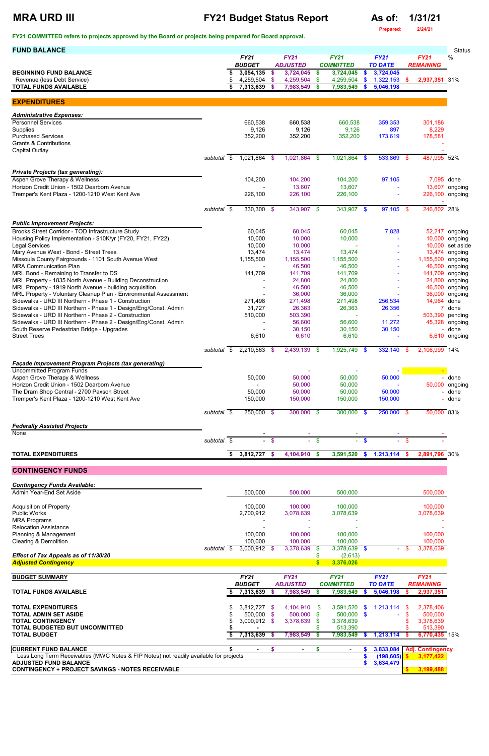# MRA URD III — FY21 Budget Status Report — As of: 1/31/21

Prepared: 2/24/21

FY21 COMMITTED refers to projects approved by the Board or projects being prepared for Board approval.

## FUND BALANCE

| | FY21 BUDGET | FY21 ADJUSTED | FY21 COMMITTED | FY21 TO DATE | FY21 REMAINING | Status % |
|---|---|---|---|---|---|---|
| **BEGINNING FUND BALANCE** | $ 3,054,135 | $ 3,724,045 | $ 3,724,045 | $ 3,724,045 | | |
| Revenue (less Debt Service) | $ 4,259,504 | $ 4,259,504 | $ 4,259,504 | $ 1,322,153 | $ 2,937,351 | 31% |
| **TOTAL FUNDS AVAILABLE** | $ 7,313,639 | $ 7,983,549 | $ 7,983,549 | $ 5,046,198 | | |

## EXPENDITURES

| | FY21 BUDGET | FY21 ADJUSTED | FY21 COMMITTED | FY21 TO DATE | FY21 REMAINING | Status % |
|---|---|---|---|---|---|---|
| ***Administrative Expenses:*** | | | | | | |
| Personnel Services | 660,538 | 660,538 | 660,538 | 359,353 | 301,186 | |
| Supplies | 9,126 | 9,126 | 9,126 | 897 | 8,229 | |
| Purchased Services | 352,200 | 352,200 | 352,200 | 173,619 | 178,581 | |
| Grants & Contributions | | | | | - | |
| Capital Outlay | | | | | - | |
| *subtotal* | $ 1,021,864 | $ 1,021,864 | $ 1,021,864 | $ 533,869 | $ 487,995 | 52% |
| ***Private Projects (tax generating):*** | | | | | | |
| Aspen Grove Therapy & Wellness | 104,200 | 104,200 | 104,200 | 97,105 | 7,095 | done |
| Horizon Credit Union - 1502 Dearborn Avenue | - | 13,607 | 13,607 | - | 13,607 | ongoing |
| Tremper's Kent Plaza - 1200-1210 West Kent Ave | 226,100 | 226,100 | 226,100 | - | 226,100 | ongoing |
| | | | | | - | |
| *subtotal* | $ 330,300 | $ 343,907 | $ 343,907 | $ 97,105 | $ 246,802 | 28% |
| ***Public Improvement Projects:*** | | | | | | |
| Brooks Street Corridor - TOD Infrastructure Study | 60,045 | 60,045 | 60,045 | 7,828 | 52,217 | ongoing |
| Housing Policy Implementation - $10K/yr (FY20, FY21, FY22) | 10,000 | 10,000 | 10,000 | - | 10,000 | ongoing |
| Legal Services | 10,000 | 10,000 | - | - | 10,000 | set aside |
| Mary Avenue West - Bond - Street Trees | 13,474 | 13,474 | 13,474 | - | 13,474 | ongoing |
| Missoula County Fairgrounds - 1101 South Avenue West | 1,155,500 | 1,155,500 | 1,155,500 | - | 1,155,500 | ongoing |
| MRA Communication Plan | - | 46,500 | 46,500 | - | 46,500 | ongoing |
| MRL Bond - Remaining to Transfer to DS | 141,709 | 141,709 | 141,709 | - | 141,709 | ongoing |
| MRL Property - 1835 North Avenue - Building Deconstruction | - | 24,800 | 24,800 | - | 24,800 | ongoing |
| MRL Property - 1919 North Avenue - building acquisition | - | 46,500 | 46,500 | - | 46,500 | ongoing |
| MRL Property - Voluntary Cleanup Plan - Environmental Assessment | - | 36,000 | 36,000 | - | 36,000 | ongoing |
| Sidewalks - URD III Northern - Phase 1 - Construction | 271,498 | 271,498 | 271,498 | 256,534 | 14,964 | done |
| Sidewalks - URD III Northern - Phase 1 - Design/Eng/Const. Admin | 31,727 | 26,363 | 26,363 | 26,356 | 7 | done |
| Sidewalks - URD III Northern - Phase 2 - Construction | 510,000 | 503,390 | - | - | 503,390 | pending |
| Sidewalks - URD III Northern - Phase 2 - Design/Eng/Const. Admin | - | 56,600 | 56,600 | 11,272 | 45,328 | ongoing |
| South Reserve Pedestrian Bridge - Upgrades | - | 30,150 | 30,150 | 30,150 | - | done |
| Street Trees | 6,610 | 6,610 | 6,610 | - | 6,610 | ongoing |
| *subtotal* | $ 2,210,563 | $ 2,439,139 | $ 1,925,749 | $ 332,140 | $ 2,106,999 | 14% |
| ***Façade Improvement Program Projects (tax generating)*** | | | | | | |
| Uncommitted Program Funds | | - | - | - | - | |
| Aspen Grove Therapy & Wellness | 50,000 | 50,000 | 50,000 | 50,000 | - | done |
| Horizon Credit Union - 1502 Dearborn Avenue | - | 50,000 | 50,000 | - | 50,000 | ongoing |
| The Dram Shop Central - 2700 Paxson Street | 50,000 | 50,000 | 50,000 | 50,000 | - | done |
| Tremper's Kent Plaza - 1200-1210 West Kent Ave | 150,000 | 150,000 | 150,000 | 150,000 | - | done |
| *subtotal* | $ 250,000 | $ 300,000 | $ 300,000 | $ 250,000 | $ 50,000 | 83% |
| ***Federally Assisted Projects*** | | | | | | |
| None | - | - | - | - | - | |
| *subtotal* | $ - | $ - | $ - | $ - | $ - | |
| **TOTAL EXPENDITURES** | $ 3,812,727 | $ 4,104,910 | $ 3,591,520 | $ 1,213,114 | $ 2,891,796 | 30% |

## CONTINGENCY FUNDS

| | FY21 BUDGET | FY21 ADJUSTED | FY21 COMMITTED | FY21 TO DATE | FY21 REMAINING |
|---|---|---|---|---|---|
| ***Contingency Funds Available:*** | | | | | |
| Admin Year-End Set Aside | 500,000 | 500,000 | 500,000 | | 500,000 |
| Acquisition of Property | 100,000 | 100,000 | 100,000 | | 100,000 |
| Public Works | 2,700,912 | 3,078,639 | 3,078,639 | | 3,078,639 |
| MRA Programs | - | - | - | | - |
| Relocation Assistance | - | - | - | | - |
| Planning & Management | 100,000 | 100,000 | 100,000 | | 100,000 |
| Clearing & Demolition | 100,000 | 100,000 | 100,000 | | 100,000 |
| *subtotal* | $ 3,000,912 | $ 3,378,639 | $ 3,378,639 | $ - | $ 3,378,639 |
| ***Effect of Tax Appeals as of 11/30/20*** | | | $ (2,613) | | |
| ***Adjusted Contingency*** | | | $ 3,376,026 | | |

## BUDGET SUMMARY

| | FY21 BUDGET | FY21 ADJUSTED | FY21 COMMITTED | FY21 TO DATE | FY21 REMAINING | |
|---|---|---|---|---|---|---|
| **TOTAL FUNDS AVAILABLE** | $ 7,313,639 | $ 7,983,549 | $ 7,983,549 | $ 5,046,198 | $ 2,937,351 | |
| **TOTAL EXPENDITURES** | $ 3,812,727 | $ 4,104,910 | $ 3,591,520 | $ 1,213,114 | $ 2,378,406 | |
| **TOTAL ADMIN SET ASIDE** | $ 500,000 | $ 500,000 | $ 500,000 | $ - | $ 500,000 | |
| **TOTAL CONTINGENCY** | $ 3,000,912 | $ 3,378,639 | $ 3,378,639 | | $ 3,378,639 | |
| **TOTAL BUDGETED BUT UNCOMMITTED** | $ - | | $ 513,390 | | $ 513,390 | |
| **TOTAL BUDGET** | $ 7,313,639 | $ 7,983,549 | $ 7,983,549 | $ 1,213,114 | $ 6,770,435 | 15% |
| **CURRENT FUND BALANCE** | $ - | $ - | $ - | $ 3,833,084 | Adj. Contingency | |
| Less Long Term Receivables (MWC Notes & FIP Notes) not readily available for projects | | | | $ (198,605) | $ 3,177,422 | |
| **ADJUSTED FUND BALANCE** | | | | $ 3,634,479 | | |
| **CONTINGENCY + PROJECT SAVINGS - NOTES RECEIVABLE** | | | | | $ 3,199,488 | |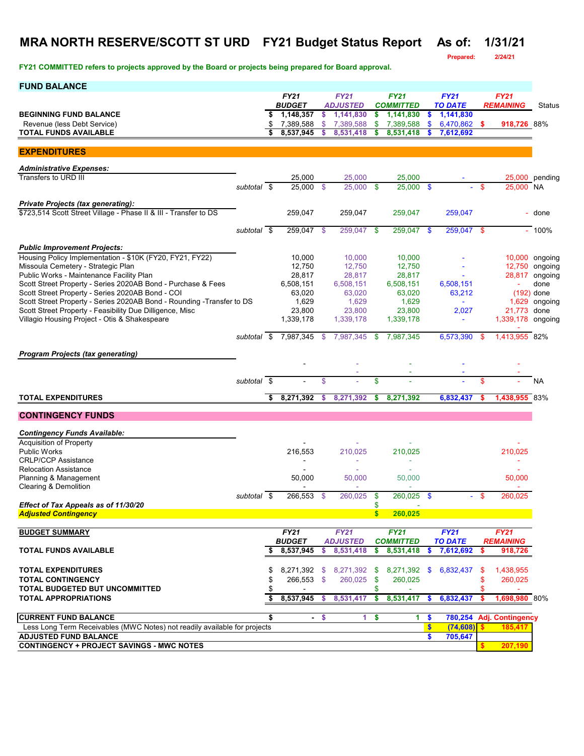# MRA NORTH RESERVE/SCOTT ST URD FY21 Budget Status Report As of: 1/31/21

**Prepared: 2/24/21**

**FY21 COMMITTED refers to projects approved by the Board or projects being prepared for Board approval.**

## FUND BALANCE

| | | FY21 BUDGET | FY21 ADJUSTED | FY21 COMMITTED | FY21 TO DATE | FY21 REMAINING | Status |
|---|---|---|---|---|---|---|---|
| **BEGINNING FUND BALANCE** | | $ 1,148,357 | $ 1,141,830 | $ 1,141,830 | $ 1,141,830 | | |
| Revenue (less Debt Service) | | $ 7,389,588 | $ 7,389,588 | $ 7,389,588 | $ 6,470,862 | $ 918,726 | 88% |
| **TOTAL FUNDS AVAILABLE** | | $ 8,537,945 | $ 8,531,418 | $ 8,531,418 | $ 7,612,692 | | |

## EXPENDITURES

| | | FY21 BUDGET | FY21 ADJUSTED | FY21 COMMITTED | FY21 TO DATE | FY21 REMAINING | Status |
|---|---|---|---|---|---|---|---|
| ***Administrative Expenses:*** | | | | | | | |
| Transfers to URD III | | 25,000 | 25,000 | 25,000 | - | 25,000 | pending |
| | subtotal | $ 25,000 | $ 25,000 | $ 25,000 | $ - | $ 25,000 | NA |
| ***Private Projects (tax generating):*** | | | | | | | |
| $723,514 Scott Street Village - Phase II & III - Transfer to DS | | 259,047 | 259,047 | 259,047 | 259,047 | - | done |
| | subtotal | $ 259,047 | $ 259,047 | $ 259,047 | $ 259,047 | $ - | 100% |
| ***Public Improvement Projects:*** | | | | | | | |
| Housing Policy Implementation - $10K (FY20, FY21, FY22) | | 10,000 | 10,000 | 10,000 | - | 10,000 | ongoing |
| Missoula Cemetery - Strategic Plan | | 12,750 | 12,750 | 12,750 | - | 12,750 | ongoing |
| Public Works - Maintenance Facility Plan | | 28,817 | 28,817 | 28,817 | - | 28,817 | ongoing |
| Scott Street Property - Series 2020AB Bond - Purchase & Fees | | 6,508,151 | 6,508,151 | 6,508,151 | 6,508,151 | - | done |
| Scott Street Property - Series 2020AB Bond - COI | | 63,020 | 63,020 | 63,020 | 63,212 | (192) | done |
| Scott Street Property - Series 2020AB Bond - Rounding -Transfer to DS | | 1,629 | 1,629 | 1,629 | - | 1,629 | ongoing |
| Scott Street Property - Feasibility Due Dilligence, Misc | | 23,800 | 23,800 | 23,800 | 2,027 | 21,773 | done |
| Villagio Housing Project - Otis & Shakespeare | | 1,339,178 | 1,339,178 | 1,339,178 | - | 1,339,178 | ongoing |
| | subtotal | $ 7,987,345 | $ 7,987,345 | $ 7,987,345 | 6,573,390 | $ 1,413,955 | 82% |
| ***Program Projects (tax generating)*** | | | | | | | |
| | | - | - | - | - | - | |
| | subtotal | $ - | $ - | $ - | - | $ - | NA |
| **TOTAL EXPENDITURES** | | $ 8,271,392 | $ 8,271,392 | $ 8,271,392 | 6,832,437 | $ 1,438,955 | 83% |

## CONTINGENCY FUNDS

| | | FY21 BUDGET | FY21 ADJUSTED | FY21 COMMITTED | FY21 TO DATE | FY21 REMAINING |
|---|---|---|---|---|---|---|
| ***Contingency Funds Available:*** | | | | | | |
| Acquisition of Property | | - | - | - | | - |
| Public Works | | 216,553 | 210,025 | 210,025 | | 210,025 |
| CRLP/CCP Assistance | | - | - | - | | - |
| Relocation Assistance | | - | - | - | | - |
| Planning & Management | | 50,000 | 50,000 | 50,000 | | 50,000 |
| Clearing & Demolition | | - | - | - | | - |
| | subtotal | $ 266,553 | $ 260,025 | $ 260,025 | $ - | $ 260,025 |
| ***Effect of Tax Appeals as of 11/30/20*** | | | | $ - | | |
| ***Adjusted Contingency*** | | | | $ 260,025 | | |

## BUDGET SUMMARY

| | FY21 BUDGET | FY21 ADJUSTED | FY21 COMMITTED | FY21 TO DATE | FY21 REMAINING | |
|---|---|---|---|---|---|---|
| **TOTAL FUNDS AVAILABLE** | $ 8,537,945 | $ 8,531,418 | $ 8,531,418 | $ 7,612,692 | $ 918,726 | |
| **TOTAL EXPENDITURES** | $ 8,271,392 | $ 8,271,392 | $ 8,271,392 | $ 6,832,437 | $ 1,438,955 | |
| **TOTAL CONTINGENCY** | $ 266,553 | $ 260,025 | $ 260,025 | | $ 260,025 | |
| **TOTAL BUDGETED BUT UNCOMMITTED** | $ - | | $ - | | $ - | |
| **TOTAL APPROPRIATIONS** | $ 8,537,945 | $ 8,531,417 | $ 8,531,417 | $ 6,832,437 | $ 1,698,980 | 80% |

| | | | | | |
|---|---|---|---|---|---|
| **CURRENT FUND BALANCE** | $ - | $ 1 | $ 1 | $ 780,254 | Adj. Contingency |
| Less Long Term Receivables (MWC Notes) not readily available for projects | | | | $ (74,608) | $ 185,417 |
| **ADJUSTED FUND BALANCE** | | | | $ 705,647 | |
| **CONTINGENCY + PROJECT SAVINGS - MWC NOTES** | | | | | $ 207,190 |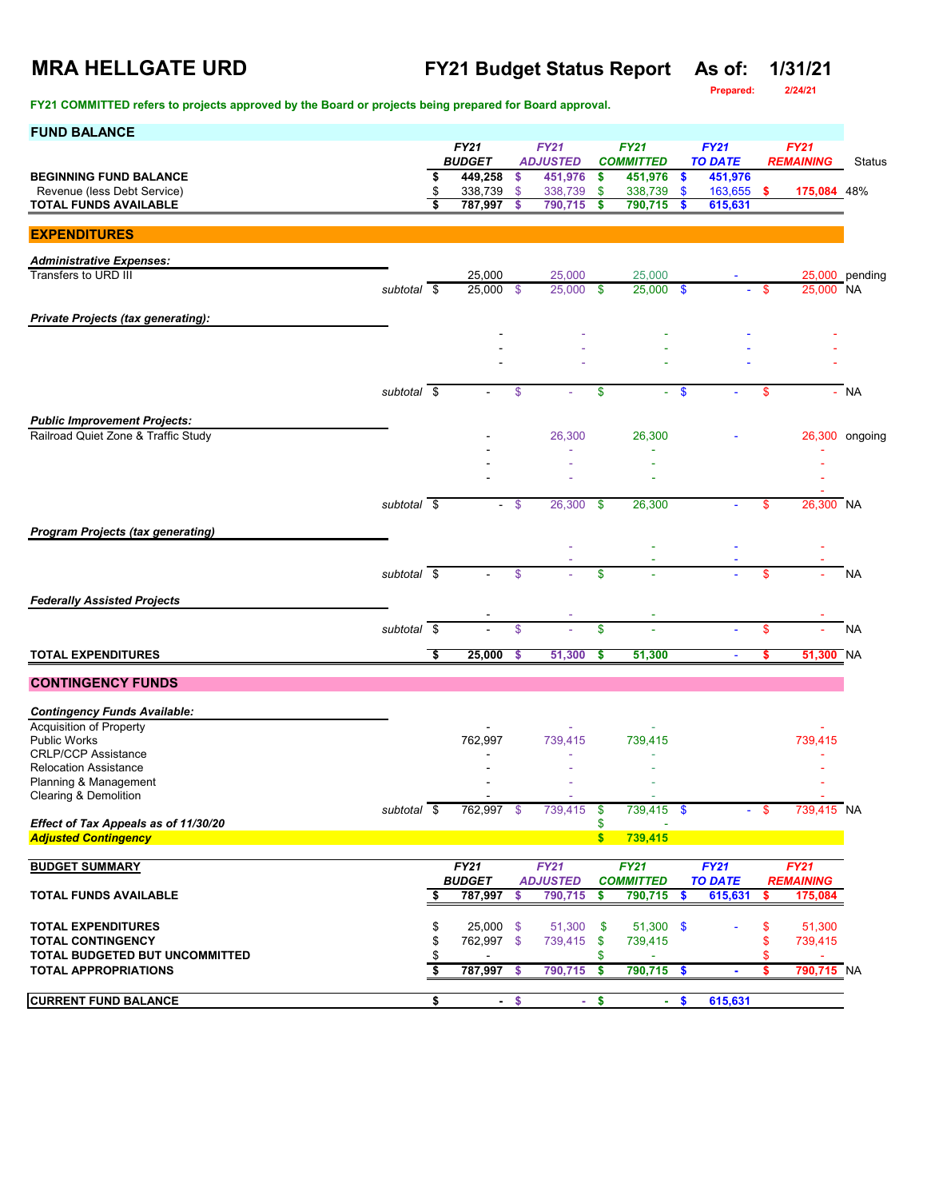# MRA HELLGATE URD

## FY21 Budget Status Report As of: 1/31/21

Prepared: 2/24/21

**FY21 COMMITTED refers to projects approved by the Board or projects being prepared for Board approval.**

## FUND BALANCE

| | FY21 BUDGET | FY21 ADJUSTED | FY21 COMMITTED | FY21 TO DATE | FY21 REMAINING | Status |
|---|---|---|---|---|---|---|
| **BEGINNING FUND BALANCE** | **$ 449,258** | **$ 451,976** | **$ 451,976** | **$ 451,976** | | |
| Revenue (less Debt Service) | $ 338,739 | $ 338,739 | $ 338,739 | $ 163,655 | **$ 175,084** | 48% |
| **TOTAL FUNDS AVAILABLE** | **$ 787,997** | **$ 790,715** | **$ 790,715** | **$ 615,631** | | |

## EXPENDITURES

| | FY21 BUDGET | FY21 ADJUSTED | FY21 COMMITTED | FY21 TO DATE | FY21 REMAINING | Status |
|---|---|---|---|---|---|---|
| ***Administrative Expenses:*** | | | | | | |
| Transfers to URD III | 25,000 | 25,000 | 25,000 | - | 25,000 | pending |
| *subtotal* | $ 25,000 | $ 25,000 | $ 25,000 | $ - | $ 25,000 | NA |
| ***Private Projects (tax generating):*** | | | | | | |
| | - | - | - | - | - | |
| | - | - | - | - | - | |
| | - | - | - | - | - | |
| *subtotal* | $ - | $ - | $ - | $ - | $ - | NA |
| ***Public Improvement Projects:*** | | | | | | |
| Railroad Quiet Zone & Traffic Study | - | 26,300 | 26,300 | - | 26,300 | ongoing |
| | - | - | - | | - | |
| | - | - | - | | - | |
| | - | - | - | | - | |
| *subtotal* | $ - | $ 26,300 | $ 26,300 | - | $ 26,300 | NA |
| ***Program Projects (tax generating)*** | | | | | | |
| | | - | - | - | - | |
| | | - | - | - | - | |
| *subtotal* | $ - | $ - | $ - | - | $ - | NA |
| ***Federally Assisted Projects*** | | | | | | |
| | - | - | - | | - | |
| *subtotal* | $ - | $ - | $ - | - | $ - | NA |
| **TOTAL EXPENDITURES** | **$ 25,000** | **$ 51,300** | **$ 51,300** | - | **$ 51,300** | NA |

## CONTINGENCY FUNDS

| | FY21 BUDGET | FY21 ADJUSTED | FY21 COMMITTED | FY21 TO DATE | FY21 REMAINING | Status |
|---|---|---|---|---|---|---|
| ***Contingency Funds Available:*** | | | | | | |
| Acquisition of Property | - | - | - | | - | |
| Public Works | 762,997 | 739,415 | 739,415 | | 739,415 | |
| CRLP/CCP Assistance | - | - | - | | - | |
| Relocation Assistance | - | - | - | | - | |
| Planning & Management | - | - | - | | - | |
| Clearing & Demolition | - | - | - | | - | |
| *subtotal* | $ 762,997 | $ 739,415 | $ 739,415 | $ - | $ 739,415 | NA |
| ***Effect of Tax Appeals as of 11/30/20*** | | | $ - | | | |
| ***Adjusted Contingency*** | | | **$ 739,415** | | | |

| **BUDGET SUMMARY** | FY21 BUDGET | FY21 ADJUSTED | FY21 COMMITTED | FY21 TO DATE | FY21 REMAINING | |
|---|---|---|---|---|---|---|
| **TOTAL FUNDS AVAILABLE** | **$ 787,997** | **$ 790,715** | **$ 790,715** | **$ 615,631** | **$ 175,084** | |
| | | | | | | |
| **TOTAL EXPENDITURES** | $ 25,000 | $ 51,300 | $ 51,300 | $ - | $ 51,300 | |
| **TOTAL CONTINGENCY** | $ 762,997 | $ 739,415 | $ 739,415 | | $ 739,415 | |
| **TOTAL BUDGETED BUT UNCOMMITTED** | $ - | | $ - | | $ - | |
| **TOTAL APPROPRIATIONS** | **$ 787,997** | **$ 790,715** | **$ 790,715** | **$ -** | **$ 790,715** | NA |
| | | | | | | |
| **CURRENT FUND BALANCE** | **$ -** | **$ -** | **$ -** | **$ 615,631** | | |